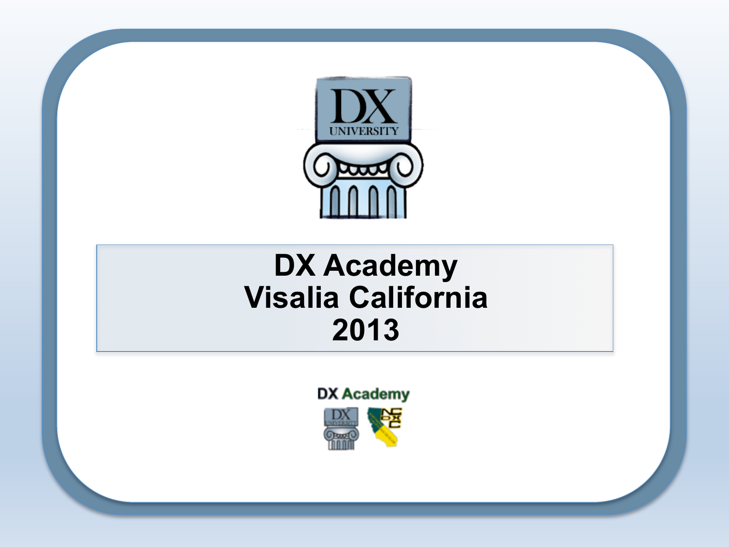# DX Academy
# Visalia California
# 2013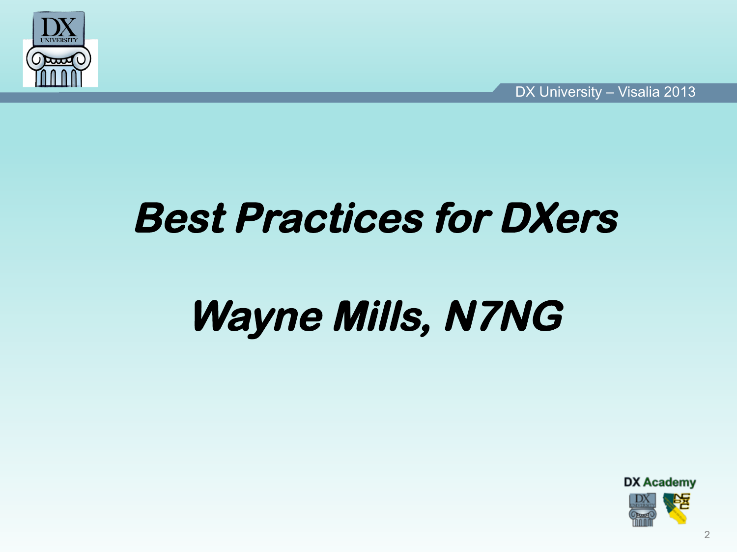# *Best Practices for DXers*

## *Wayne Mills, N7NG*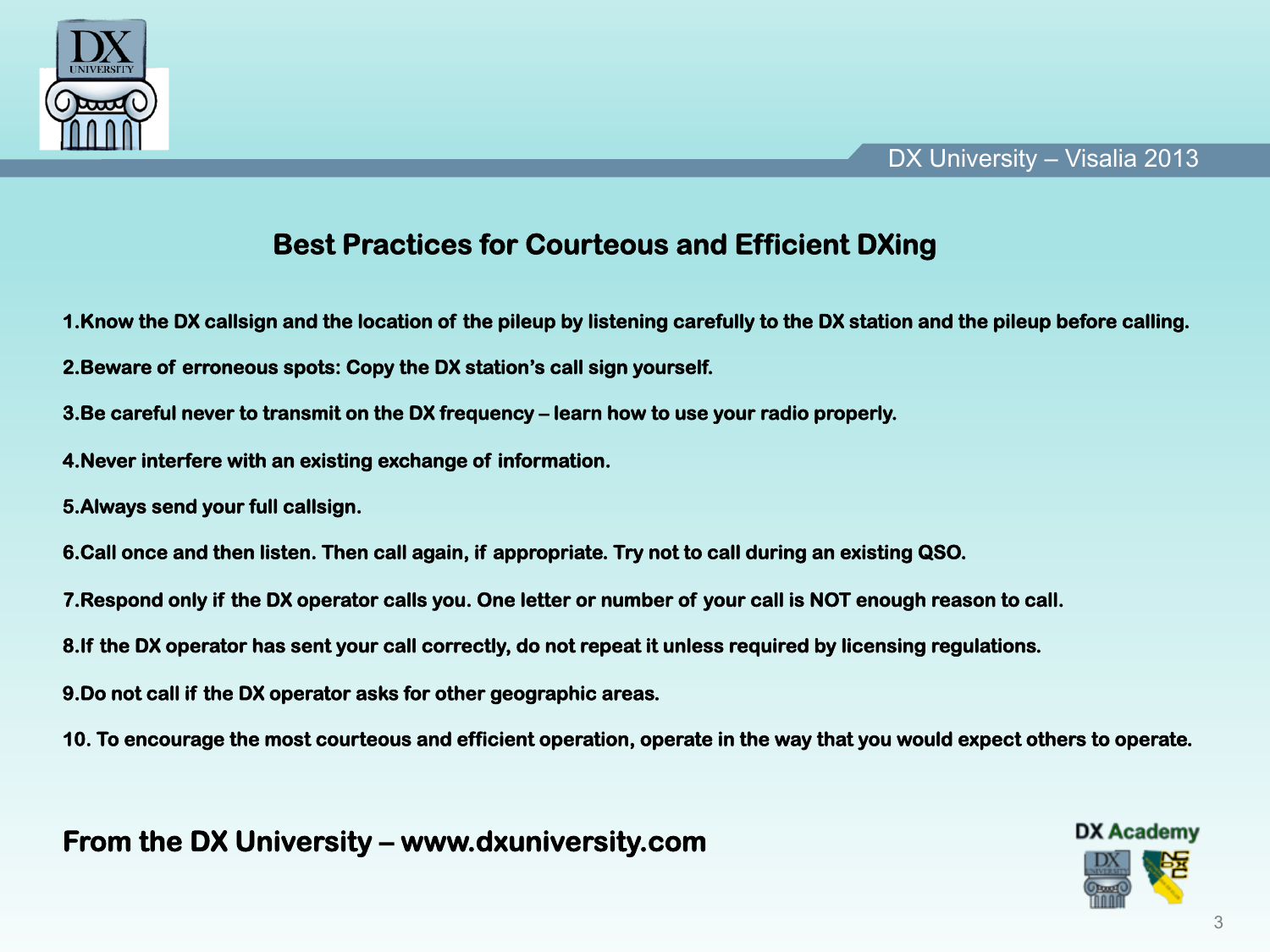## Best Practices for Courteous and Efficient DXing

1. Know the DX callsign and the location of the pileup by listening carefully to the DX station and the pileup before calling.
2. Beware of erroneous spots: Copy the DX station's call sign yourself.
3. Be careful never to transmit on the DX frequency – learn how to use your radio properly.
4. Never interfere with an existing exchange of information.
5. Always send your full callsign.
6. Call once and then listen. Then call again, if appropriate. Try not to call during an existing QSO.
7. Respond only if the DX operator calls you. One letter or number of your call is NOT enough reason to call.
8. If the DX operator has sent your call correctly, do not repeat it unless required by licensing regulations.
9. Do not call if the DX operator asks for other geographic areas.
10. To encourage the most courteous and efficient operation, operate in the way that you would expect others to operate.

**From the DX University – www.dxuniversity.com**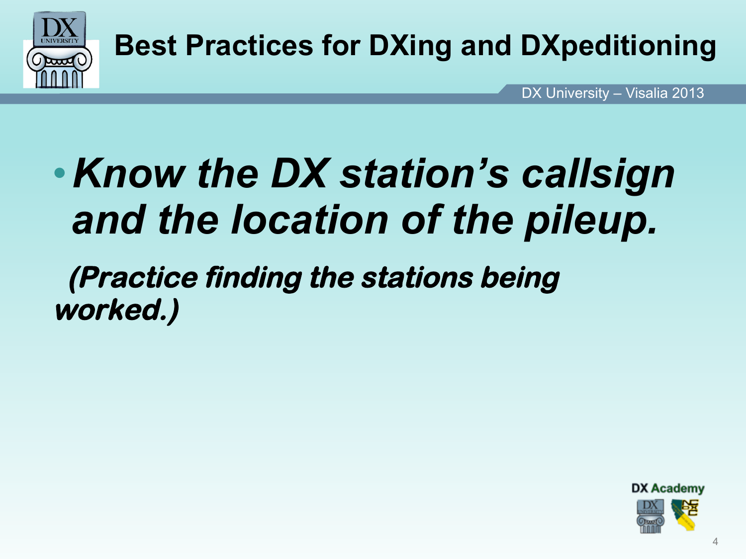# Best Practices for DXing and DXpeditioning

- ***Know the DX station's callsign and the location of the pileup.***

***(Practice finding the stations being worked.)***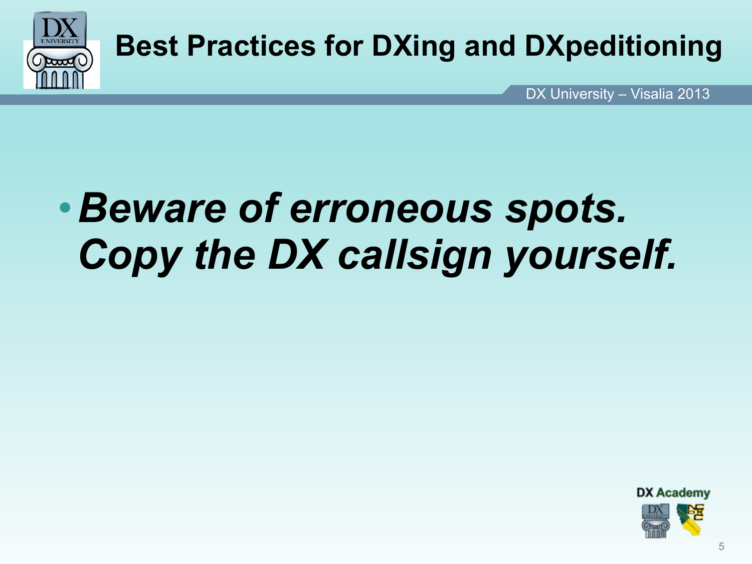# Best Practices for DXing and DXpeditioning

- ***Beware of erroneous spots. Copy the DX callsign yourself.***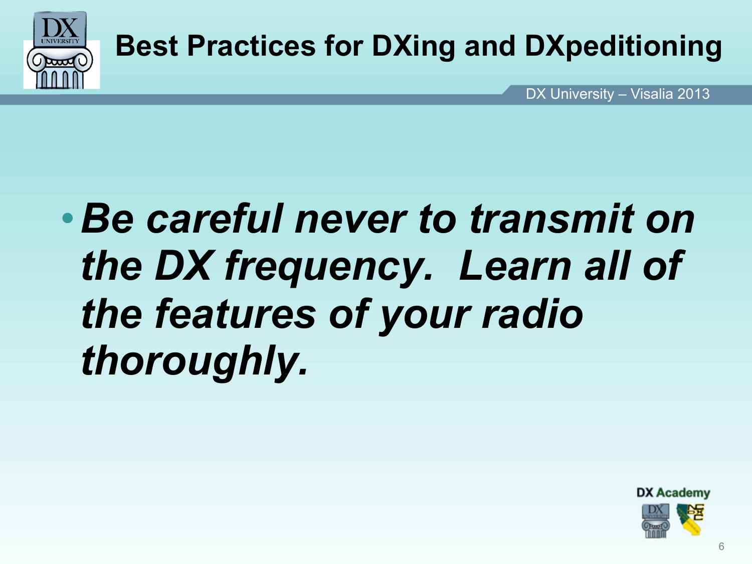# Best Practices for DXing and DXpeditioning

- ***Be careful never to transmit on the DX frequency. Learn all of the features of your radio thoroughly.***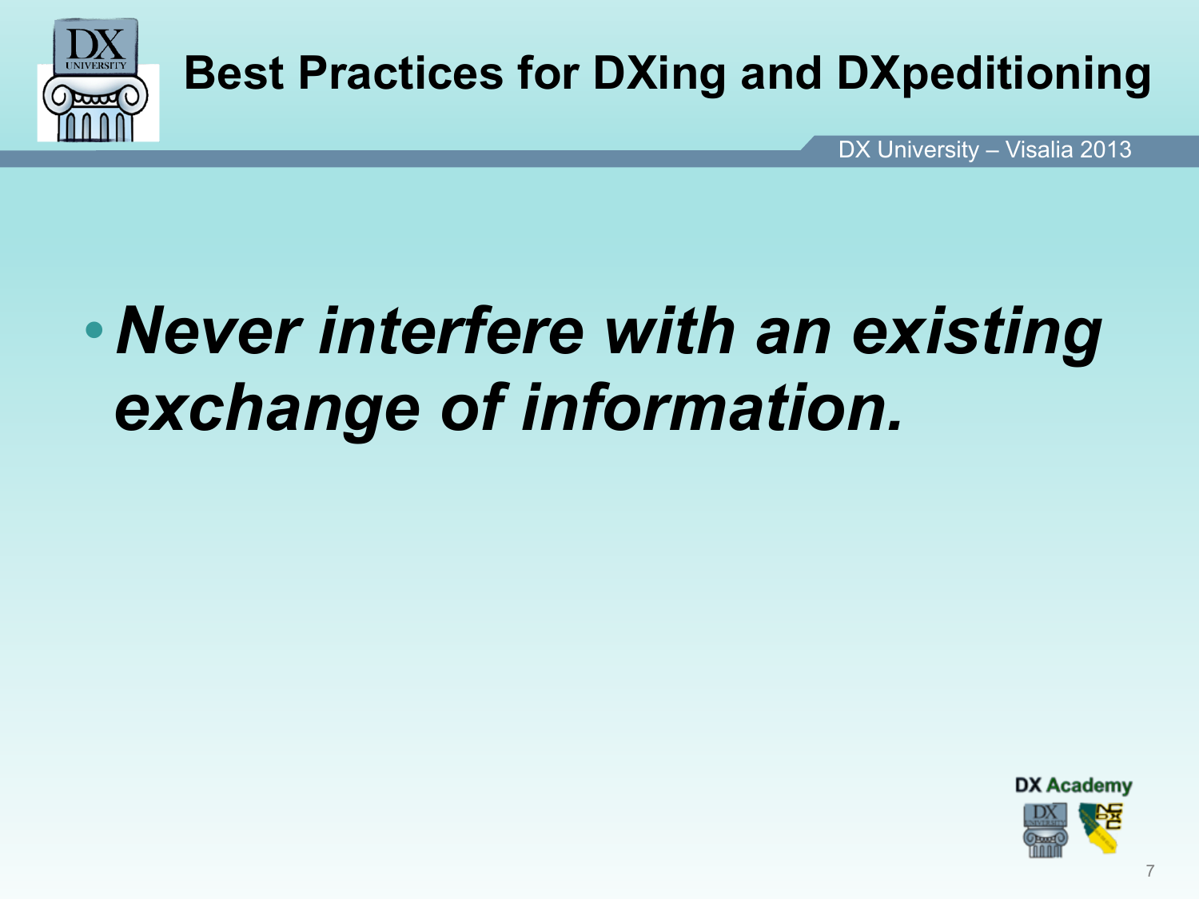# Best Practices for DXing and DXpeditioning

- ***Never interfere with an existing exchange of information.***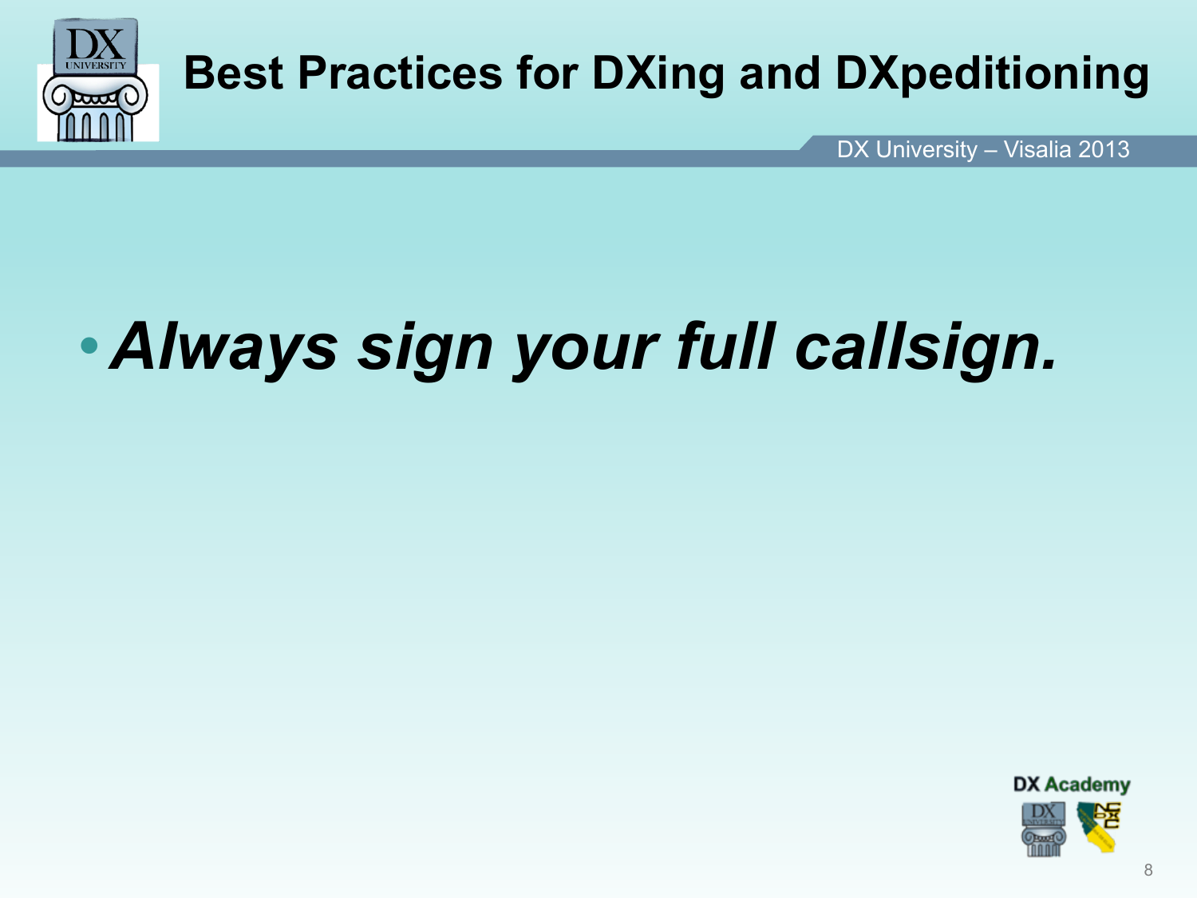# Best Practices for DXing and DXpeditioning

- ***Always sign your full callsign.***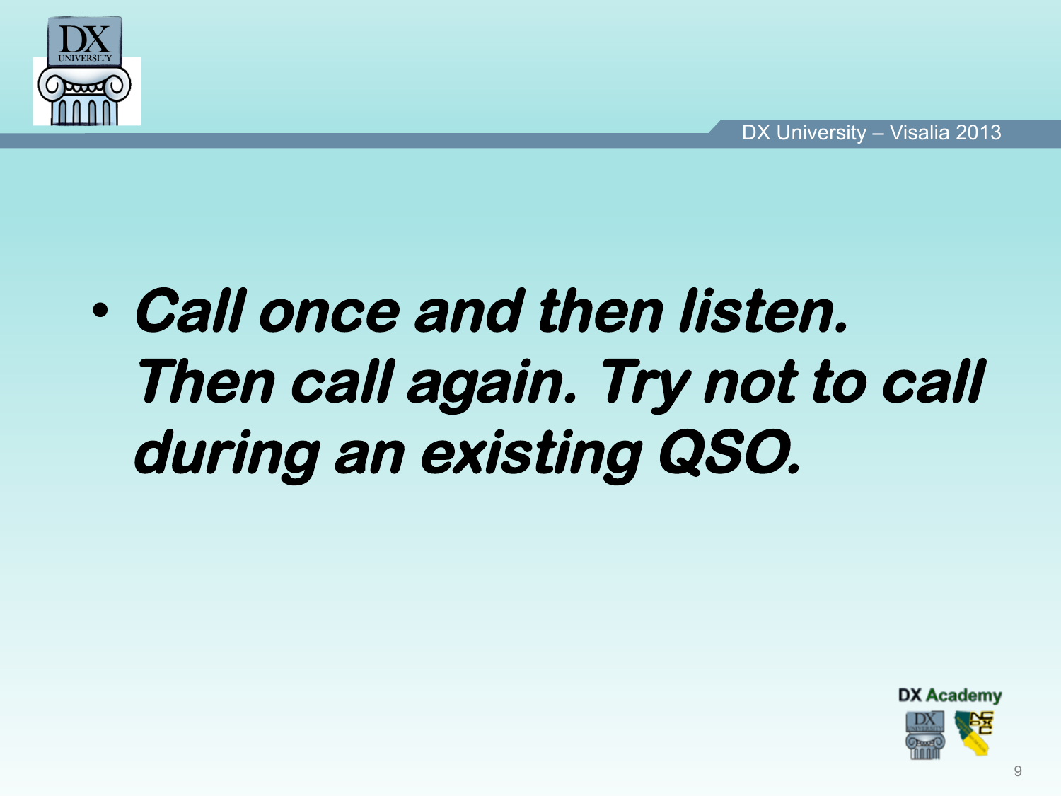- ***Call once and then listen. Then call again. Try not to call during an existing QSO.***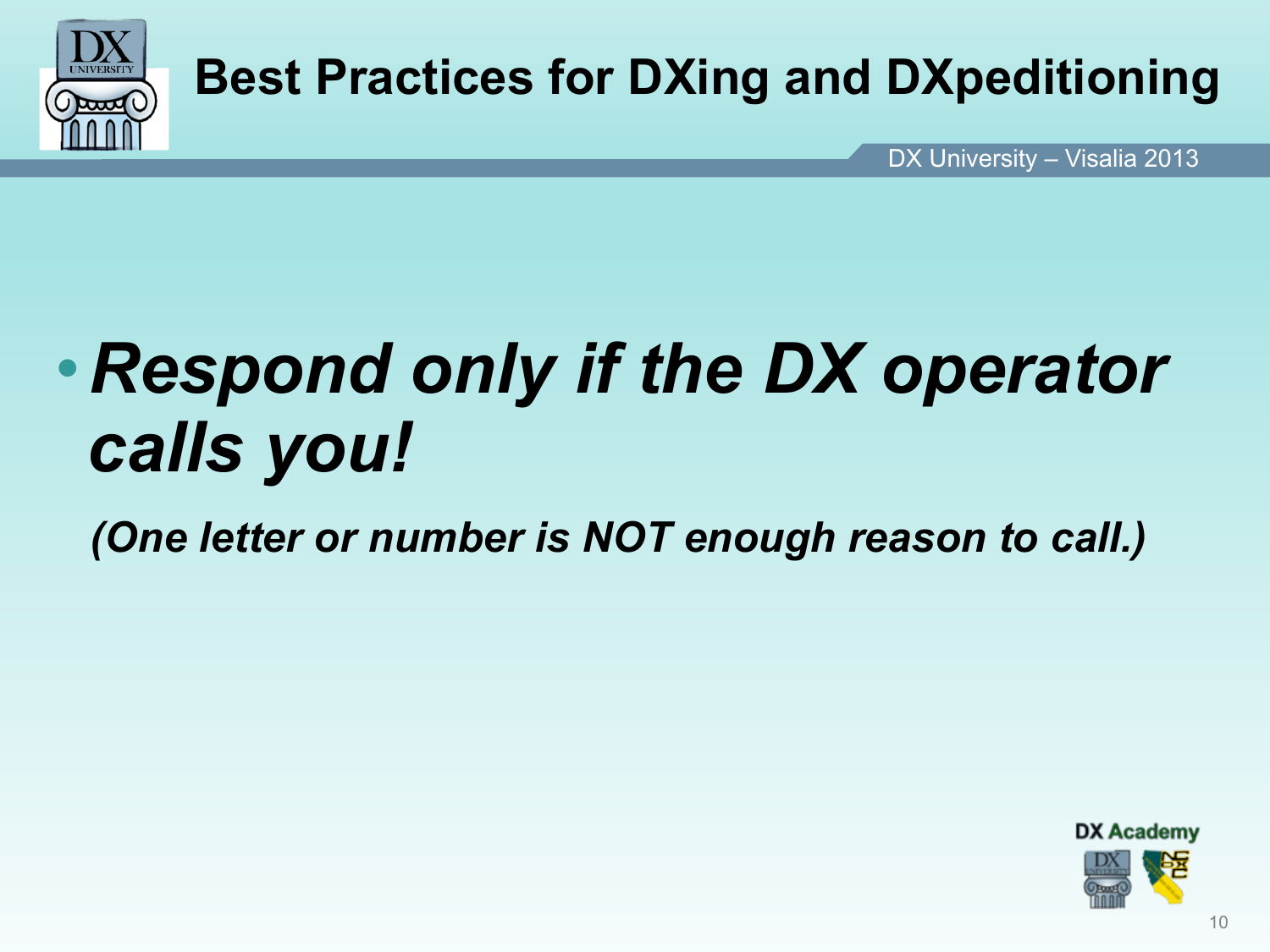# Best Practices for DXing and DXpeditioning

- ***Respond only if the DX operator calls you!***

  ***(One letter or number is NOT enough reason to call.)***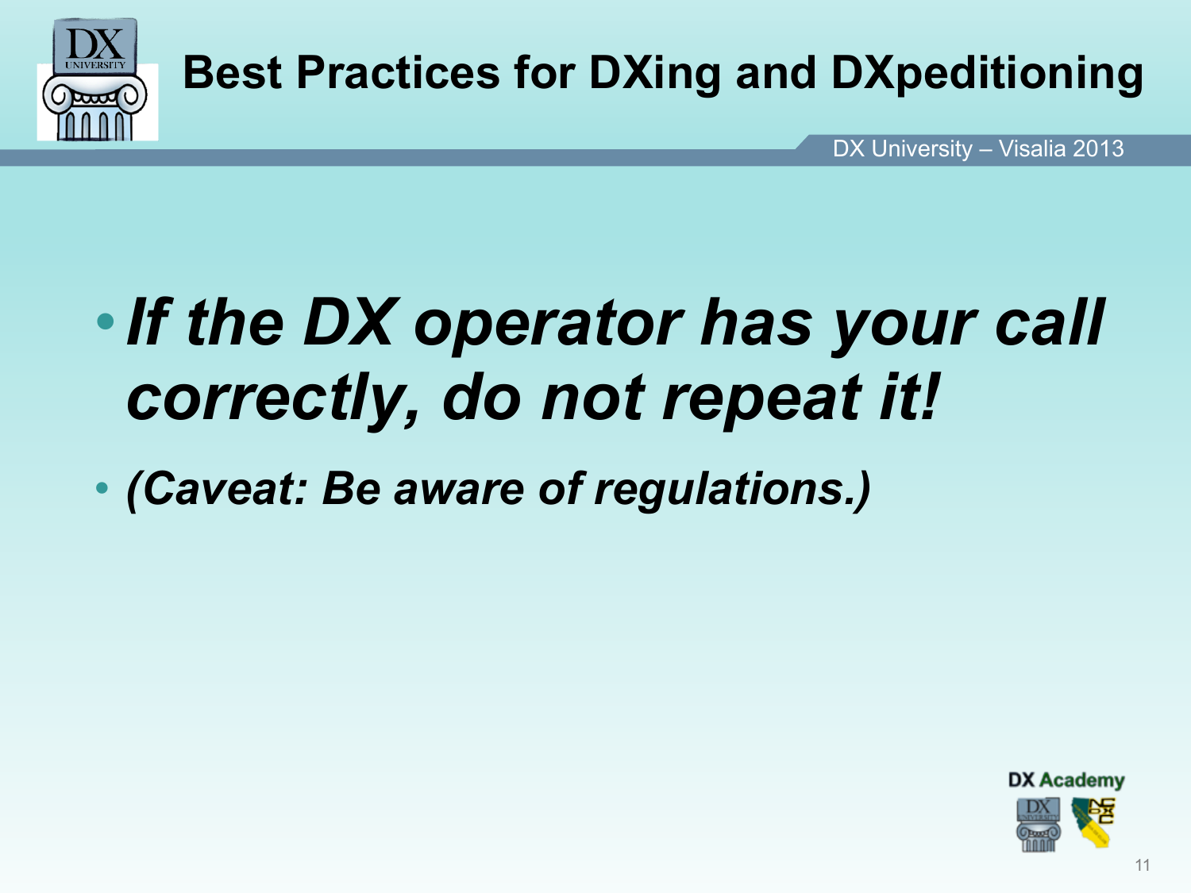- ***If the DX operator has your call correctly, do not repeat it!***
- ***(Caveat: Be aware of regulations.)***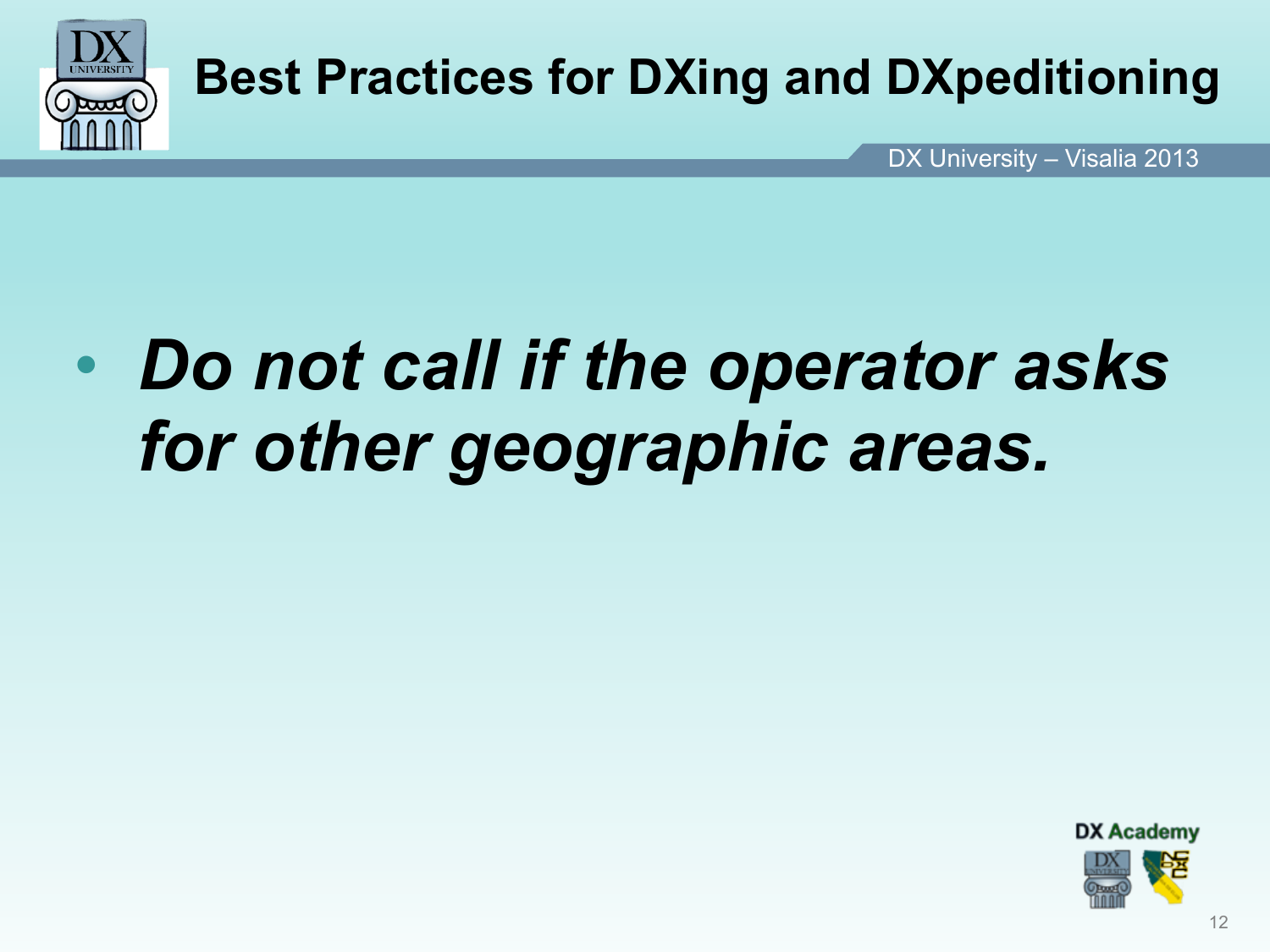# Best Practices for DXing and DXpeditioning

- ***Do not call if the operator asks for other geographic areas.***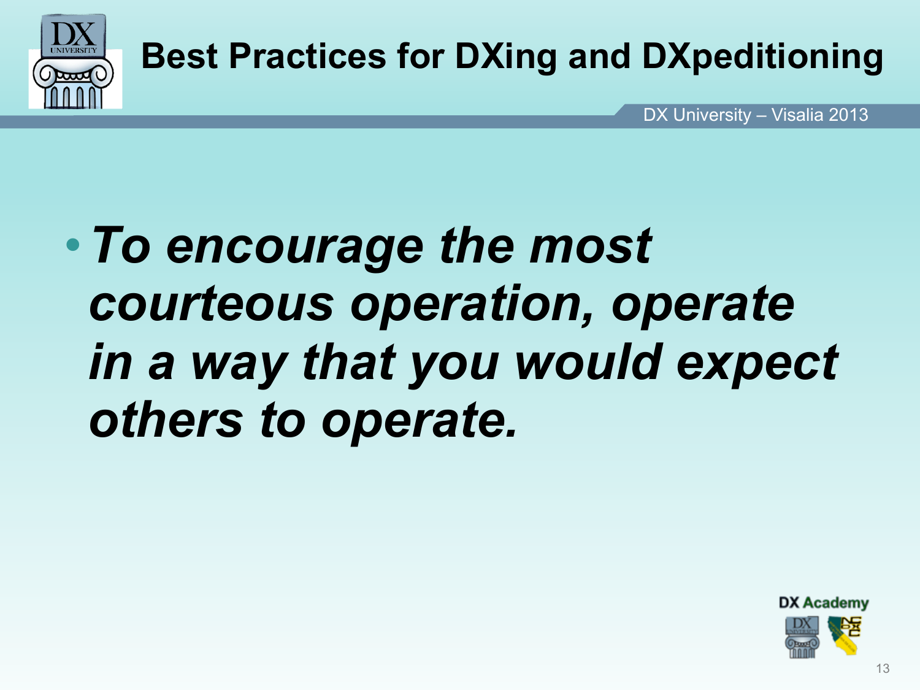# Best Practices for DXing and DXpeditioning

- ***To encourage the most courteous operation, operate in a way that you would expect others to operate.***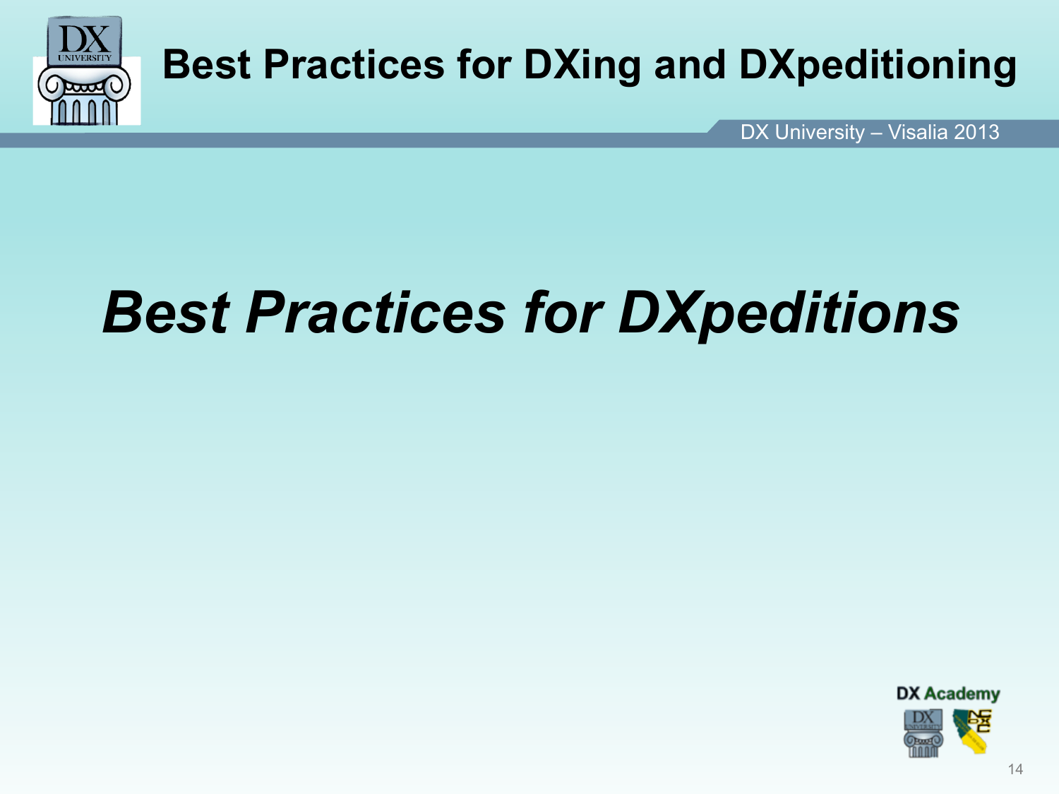# *Best Practices for DXpeditions*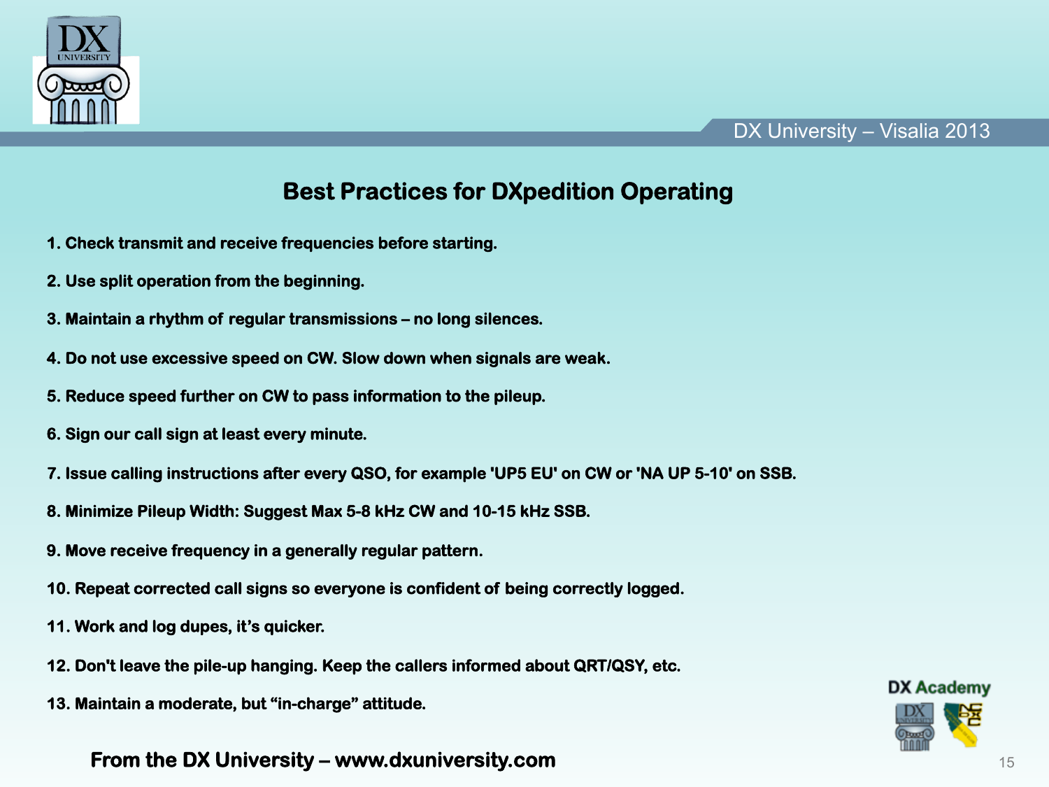## Best Practices for DXpedition Operating

1. Check transmit and receive frequencies before starting.
2. Use split operation from the beginning.
3. Maintain a rhythm of regular transmissions – no long silences.
4. Do not use excessive speed on CW. Slow down when signals are weak.
5. Reduce speed further on CW to pass information to the pileup.
6. Sign our call sign at least every minute.
7. Issue calling instructions after every QSO, for example 'UP5 EU' on CW or 'NA UP 5-10' on SSB.
8. Minimize Pileup Width: Suggest Max 5-8 kHz CW and 10-15 kHz SSB.
9. Move receive frequency in a generally regular pattern.
10. Repeat corrected call signs so everyone is confident of being correctly logged.
11. Work and log dupes, it's quicker.
12. Don't leave the pile-up hanging. Keep the callers informed about QRT/QSY, etc.
13. Maintain a moderate, but "in-charge" attitude.

**From the DX University – www.dxuniversity.com**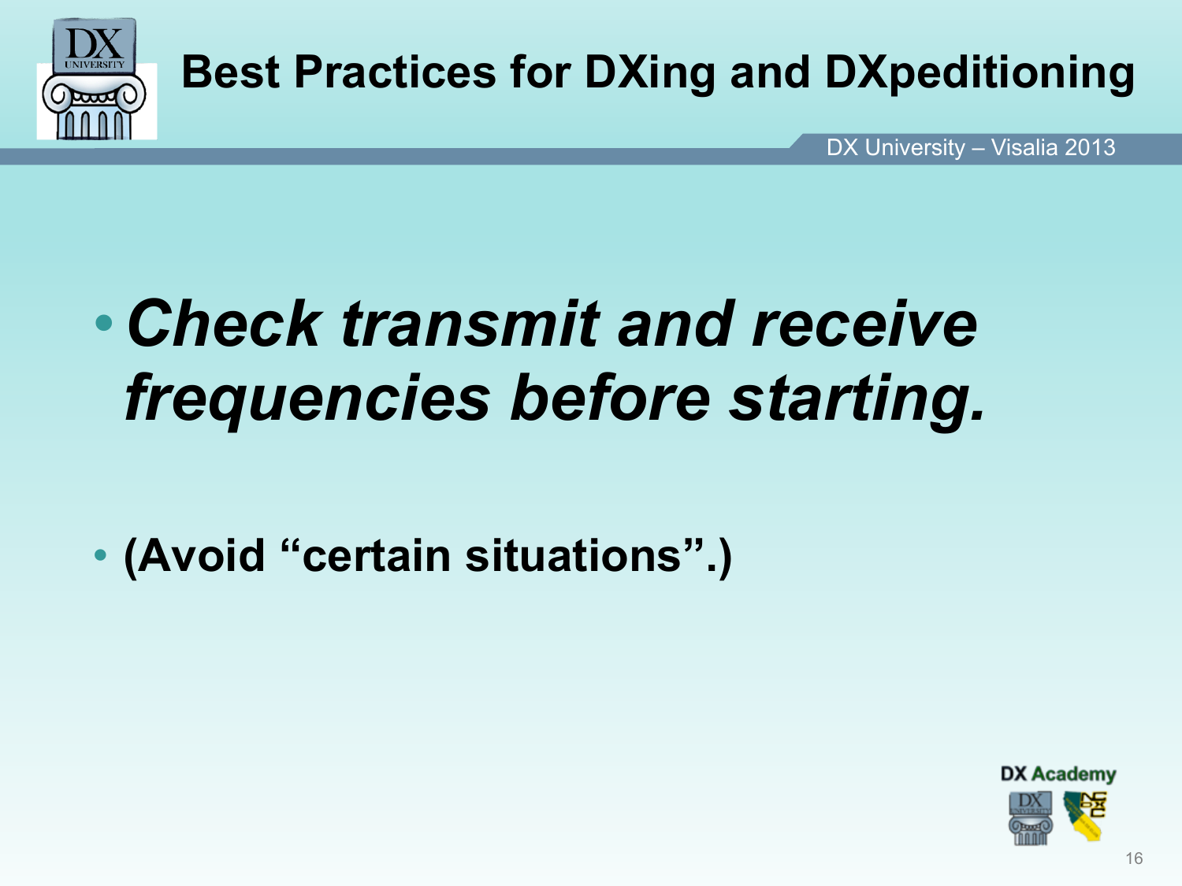# Best Practices for DXing and DXpeditioning

- ***Check transmit and receive frequencies before starting.***

- **(Avoid "certain situations".)**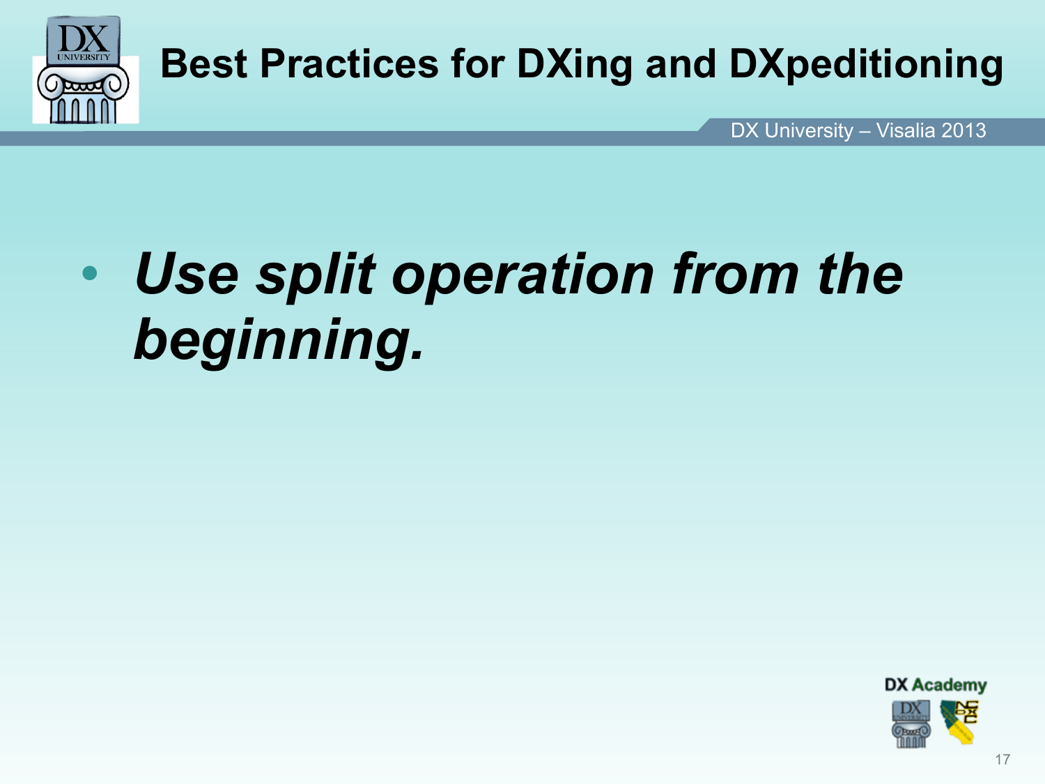- ***Use split operation from the beginning.***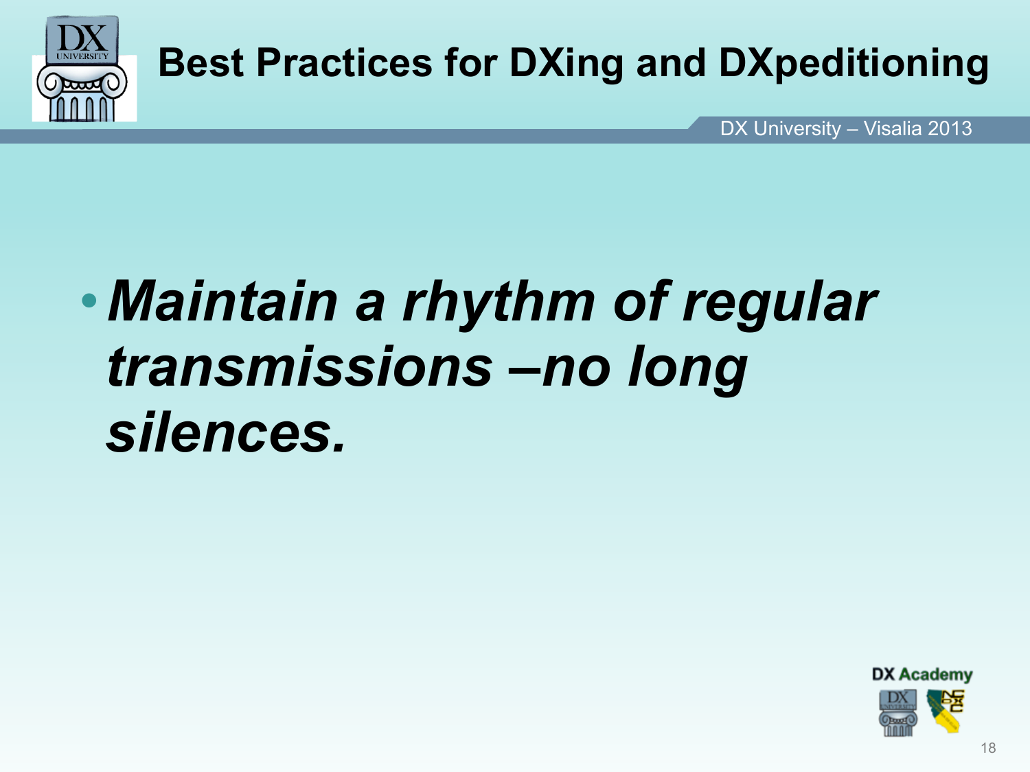# Best Practices for DXing and DXpeditioning

- ***Maintain a rhythm of regular transmissions –no long silences.***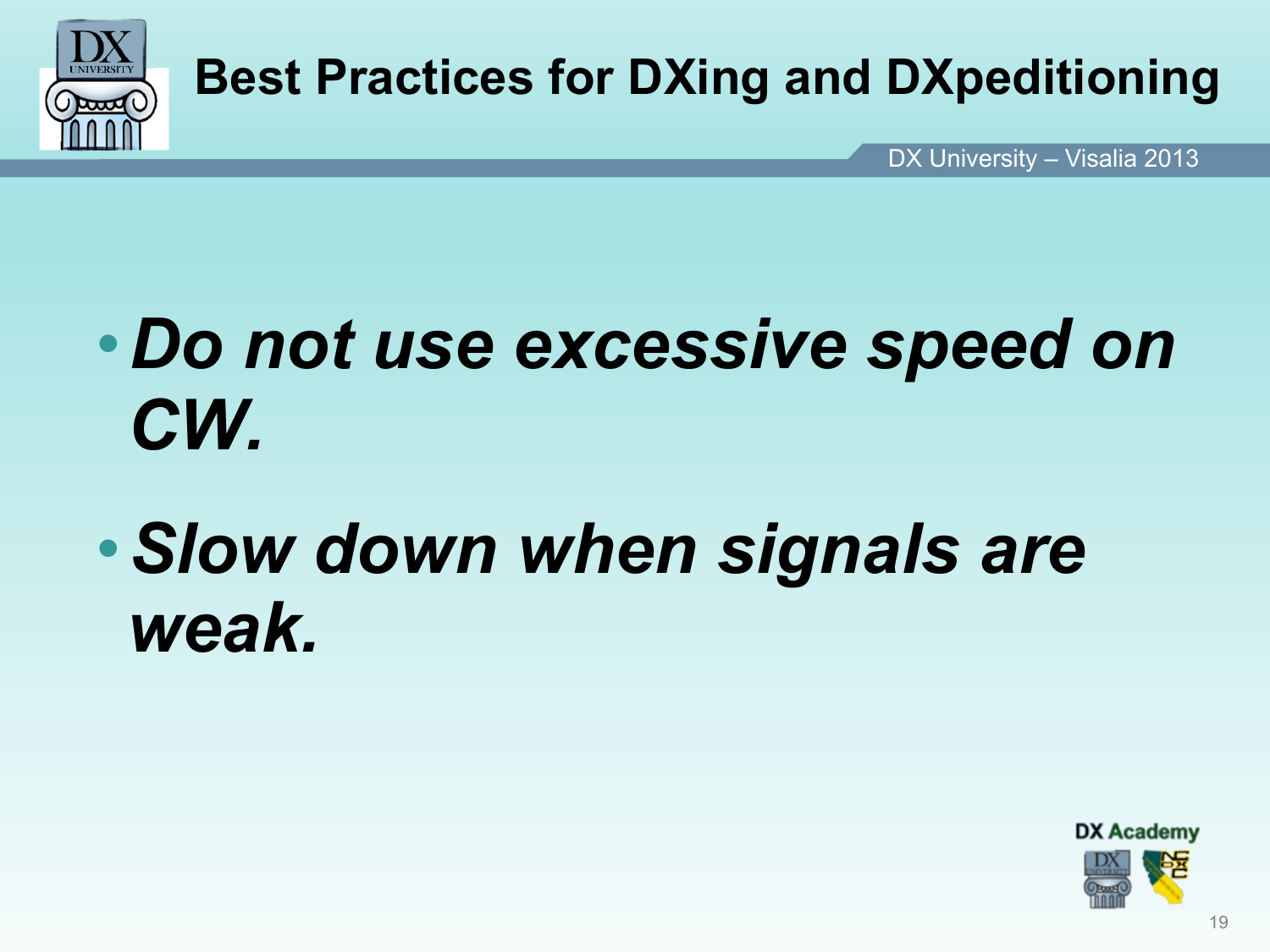# Best Practices for DXing and DXpeditioning

- ***Do not use excessive speed on CW.***
- ***Slow down when signals are weak.***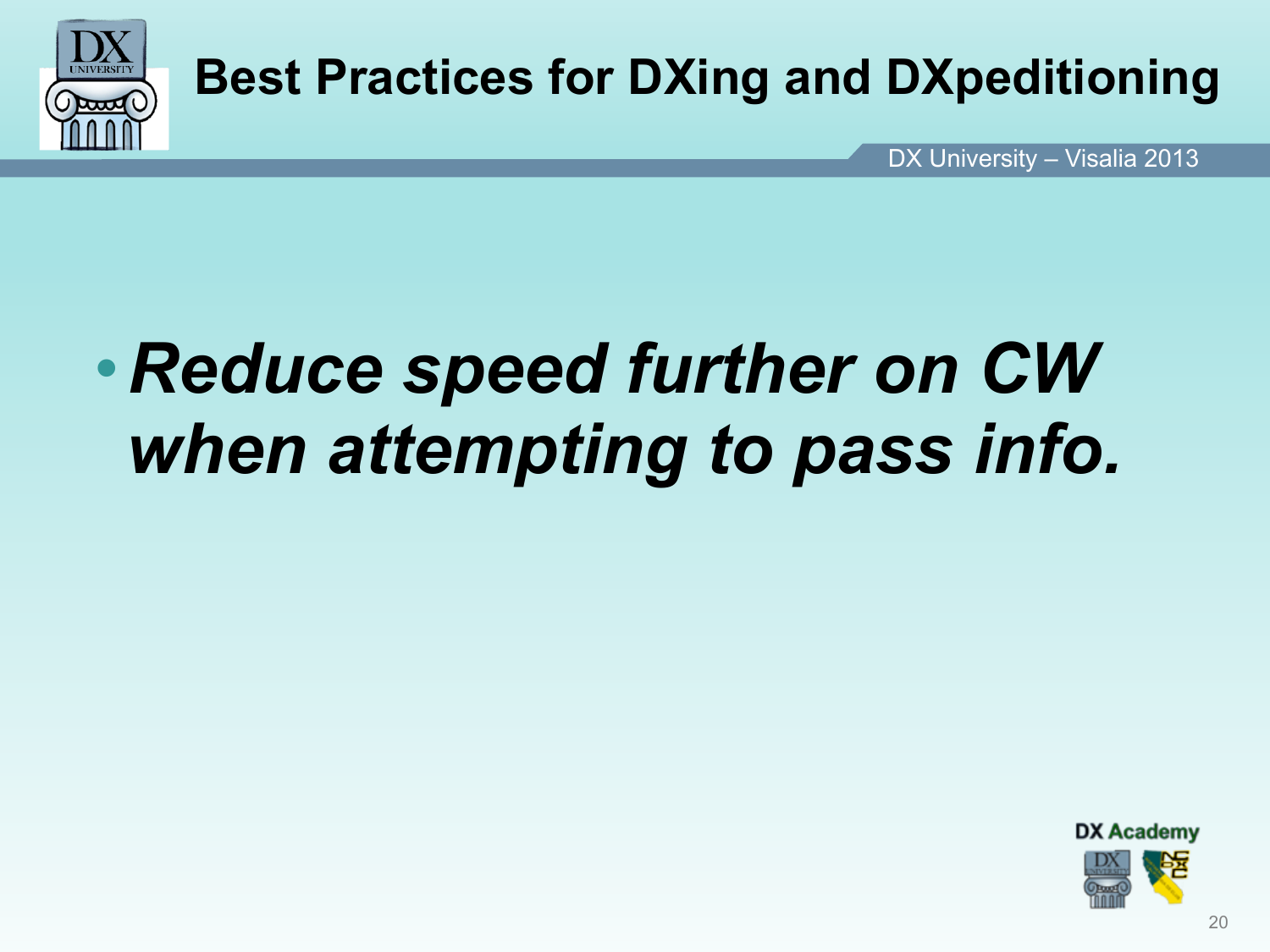# Best Practices for DXing and DXpeditioning

- ***Reduce speed further on CW when attempting to pass info.***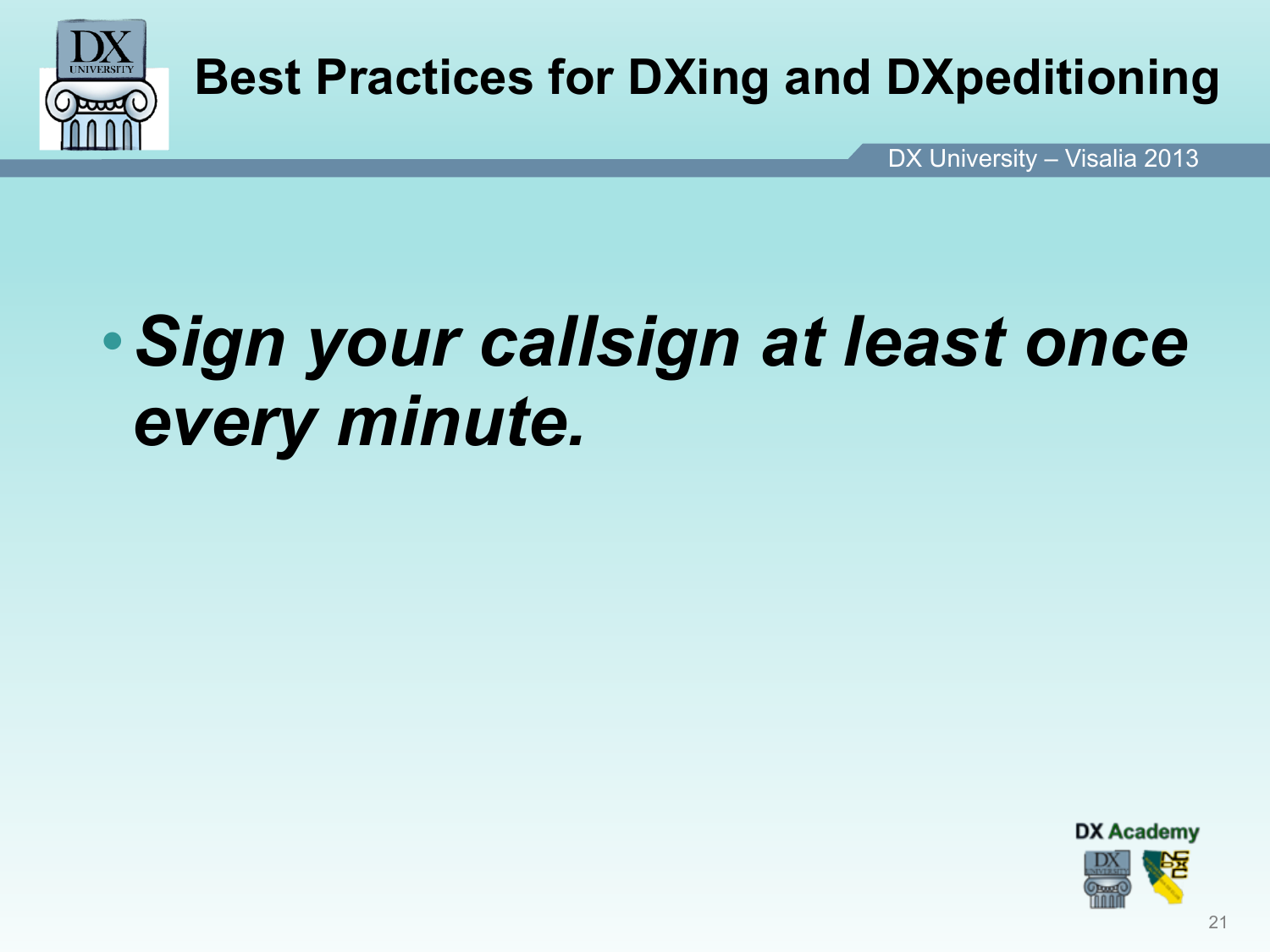# Best Practices for DXing and DXpeditioning

- ***Sign your callsign at least once every minute.***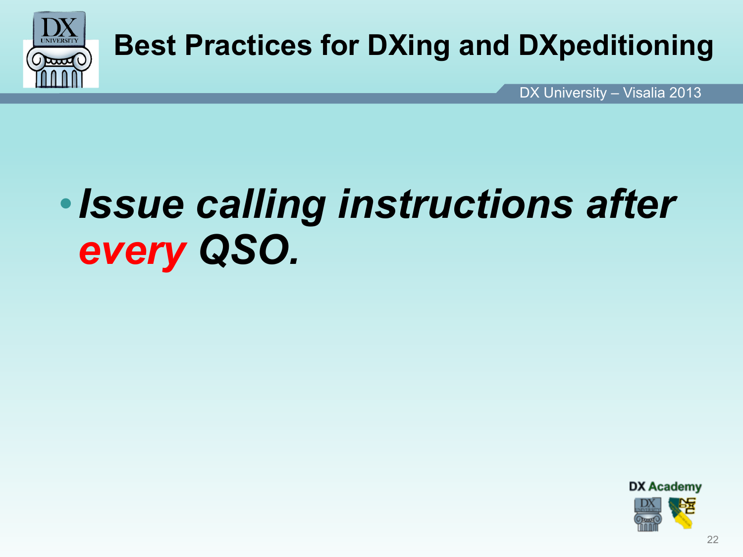- ***Issue calling instructions after every QSO.***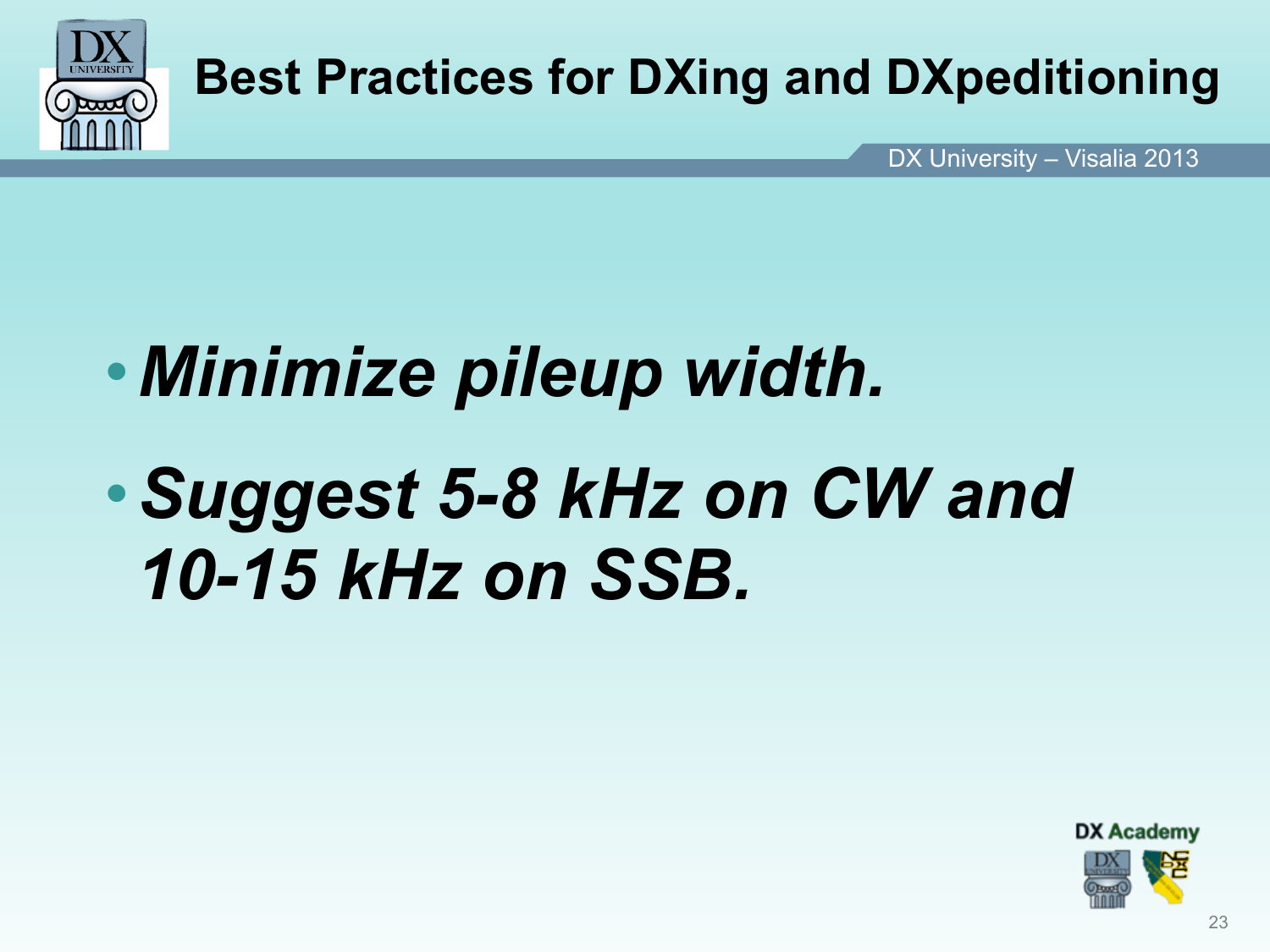# Best Practices for DXing and DXpeditioning

- ***Minimize pileup width.***
- ***Suggest 5-8 kHz on CW and 10-15 kHz on SSB.***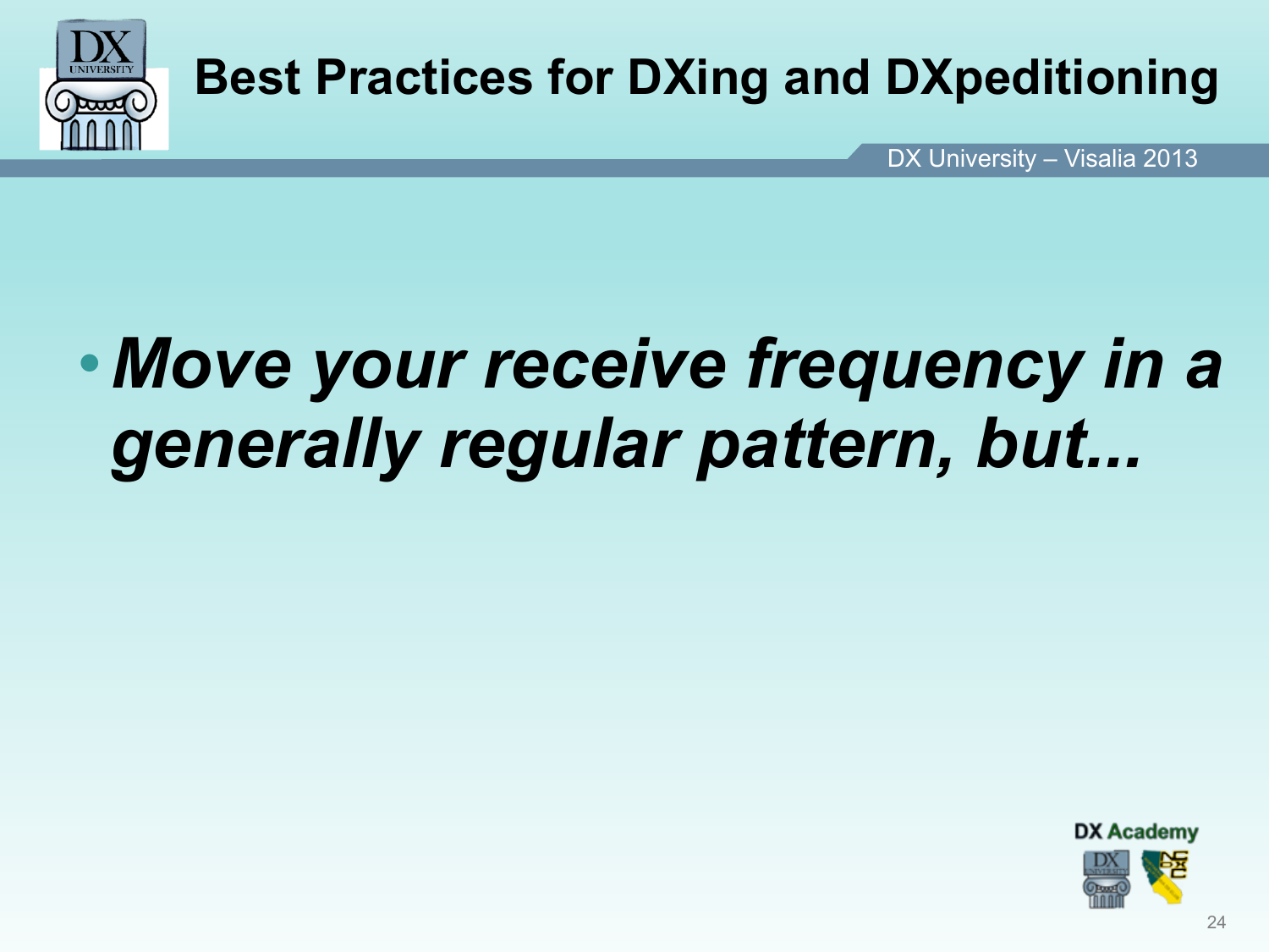# Best Practices for DXing and DXpeditioning

- ***Move your receive frequency in a generally regular pattern, but...***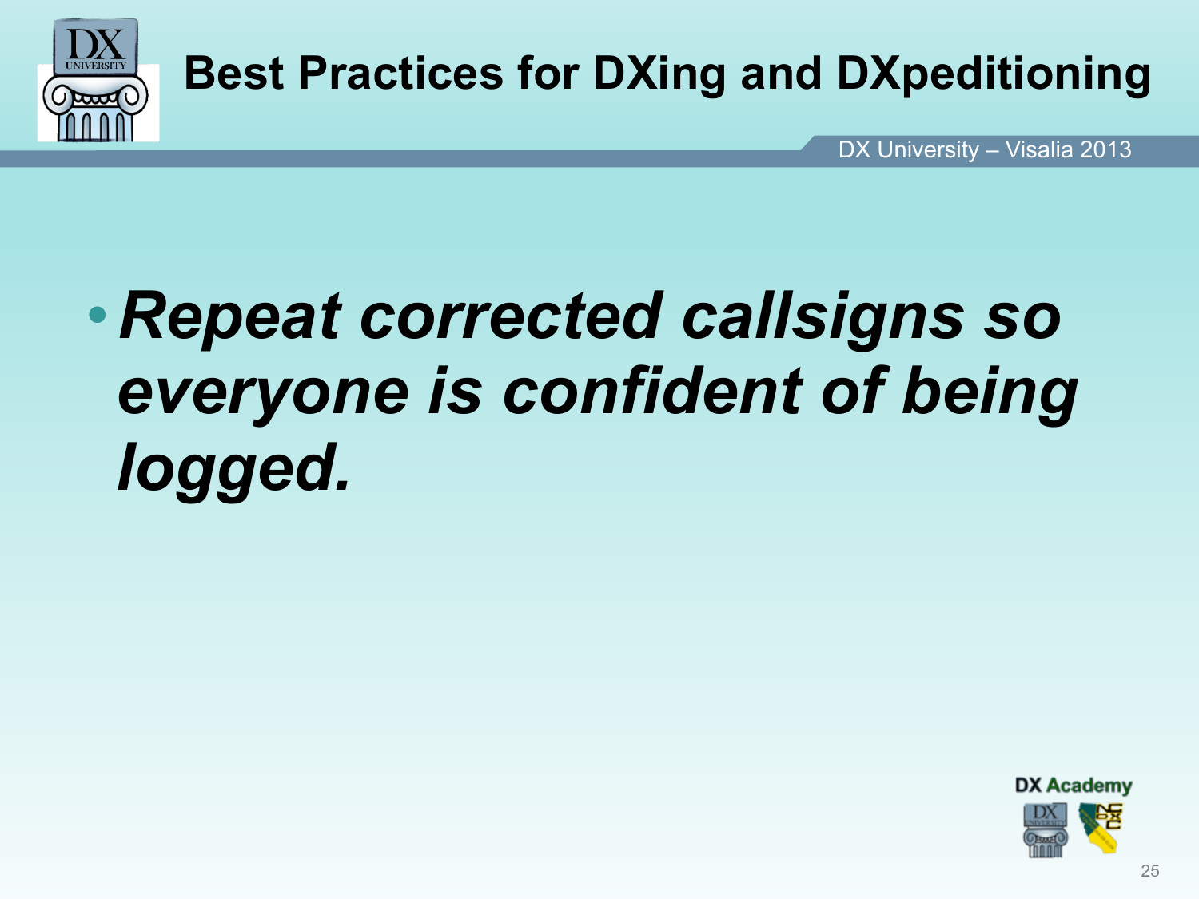# Best Practices for DXing and DXpeditioning

- ***Repeat corrected callsigns so everyone is confident of being logged.***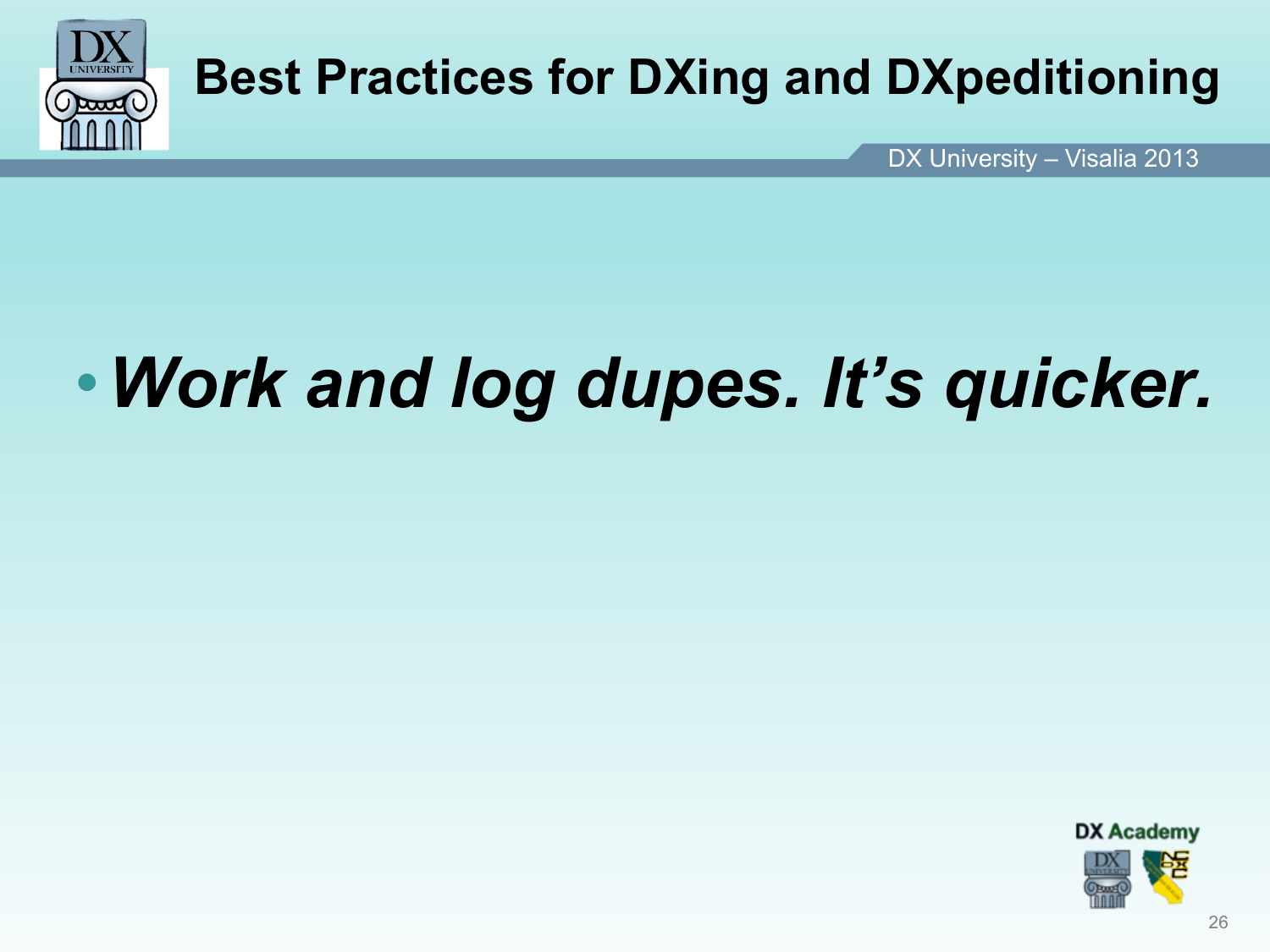# Best Practices for DXing and DXpeditioning

- ***Work and log dupes. It's quicker.***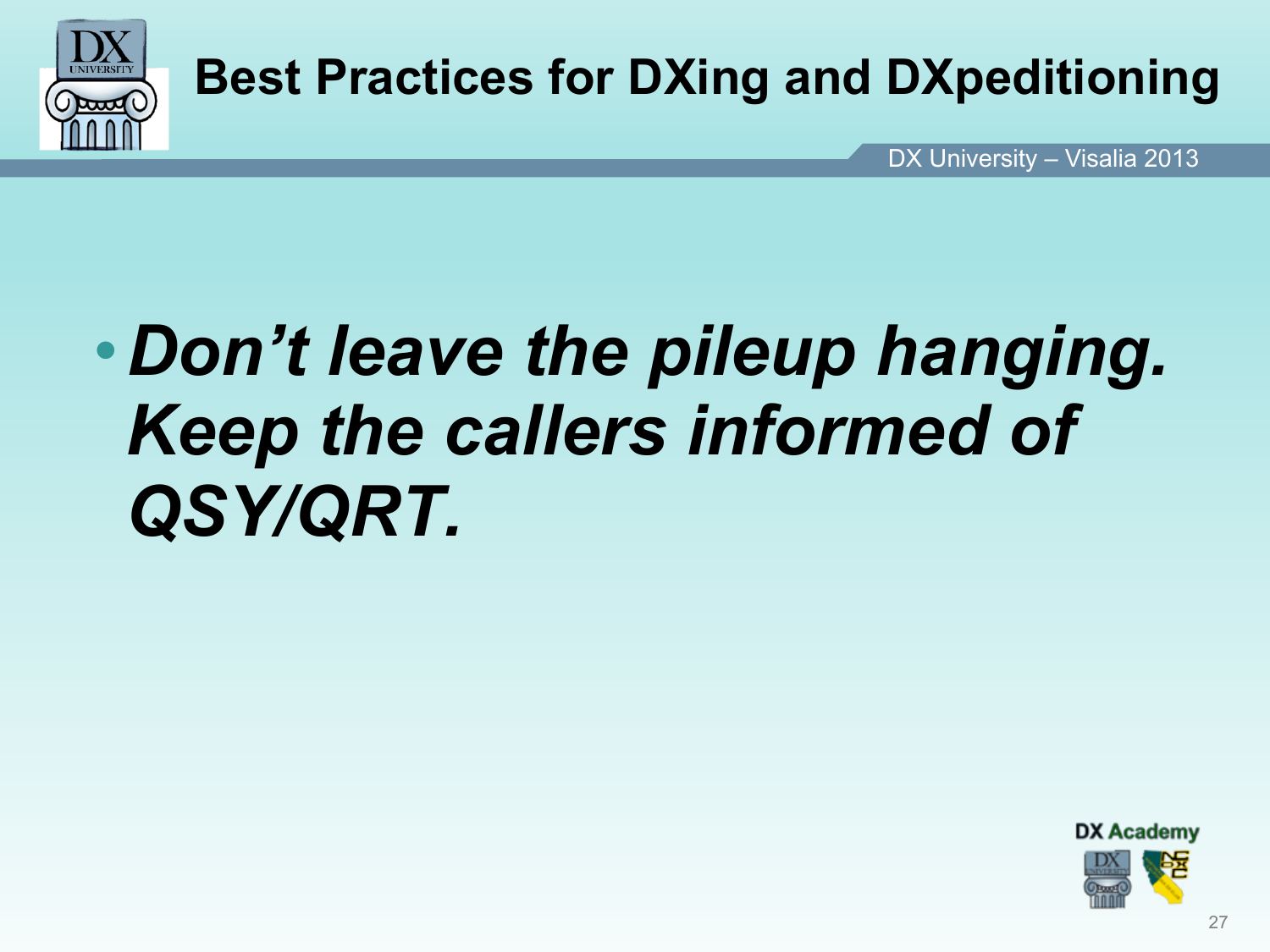# Best Practices for DXing and DXpeditioning

- ***Don't leave the pileup hanging. Keep the callers informed of QSY/QRT.***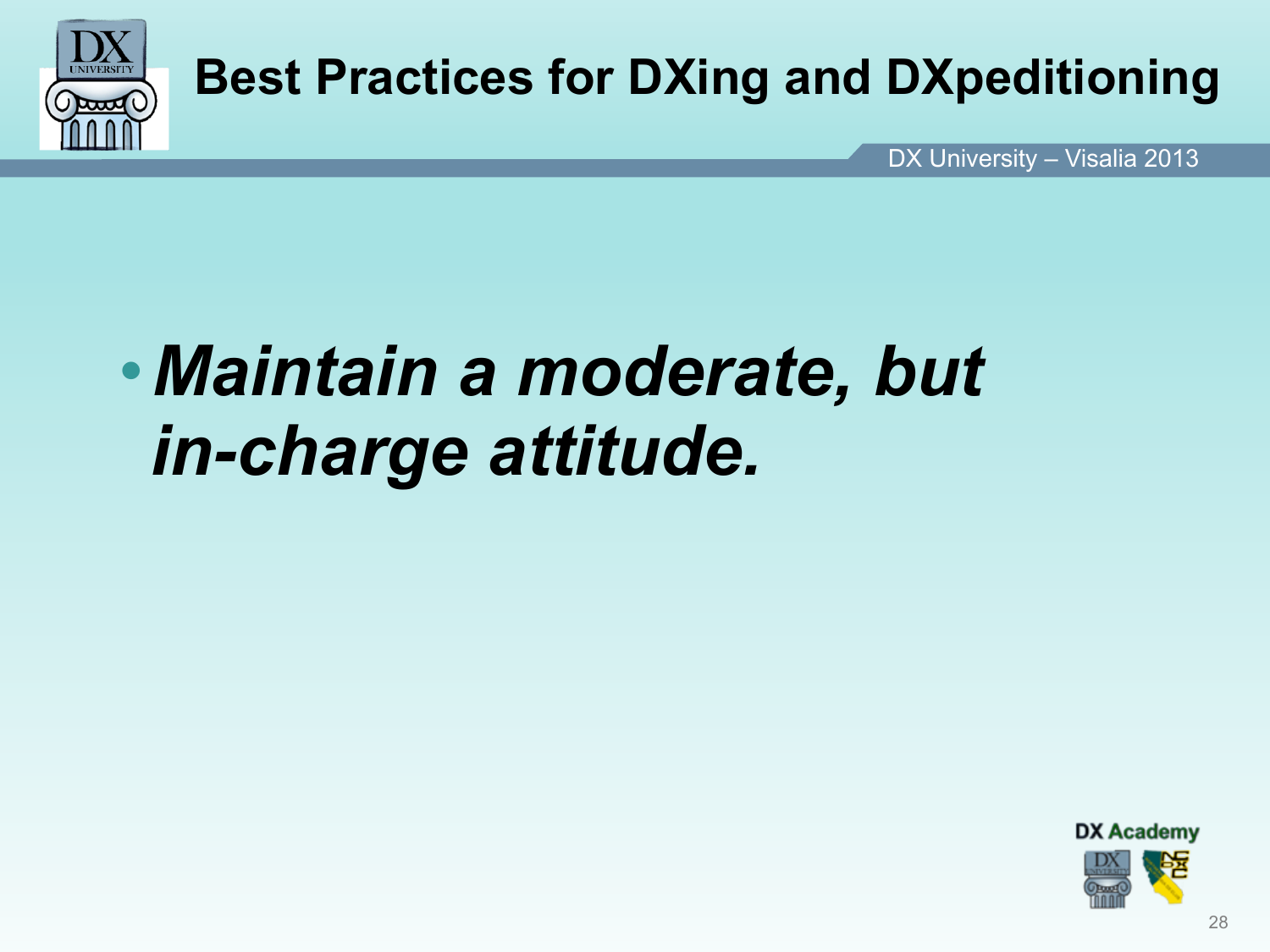# Best Practices for DXing and DXpeditioning

- ***Maintain a moderate, but in-charge attitude.***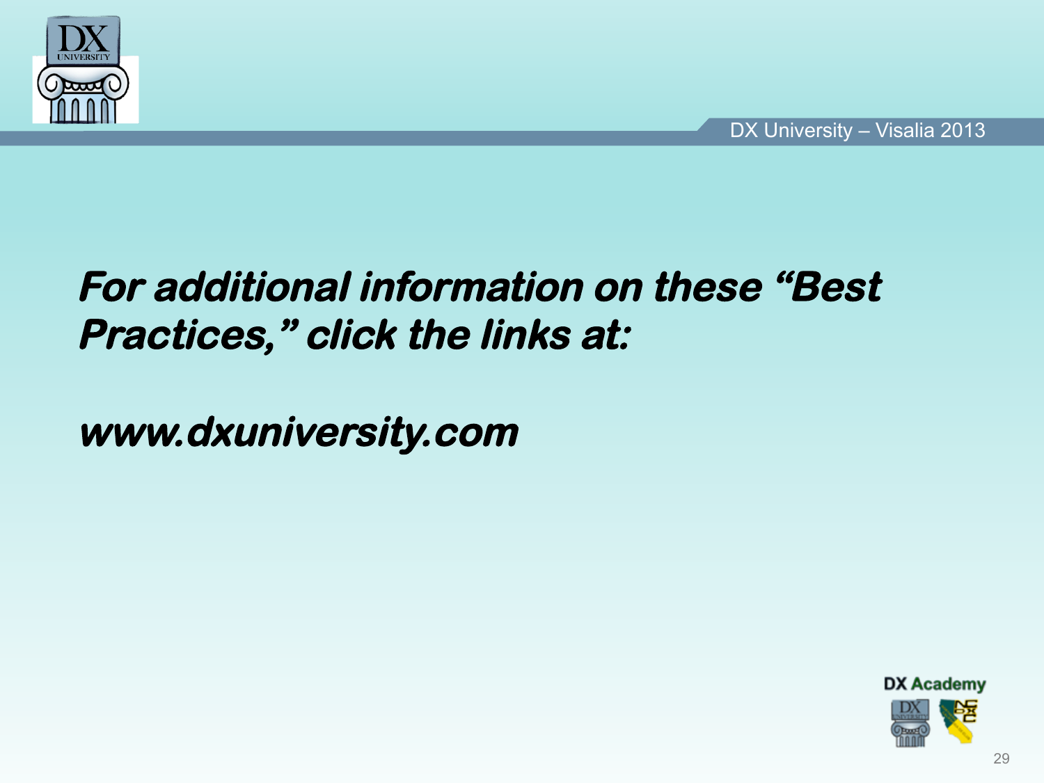***For additional information on these "Best Practices," click the links at:***

***www.dxuniversity.com***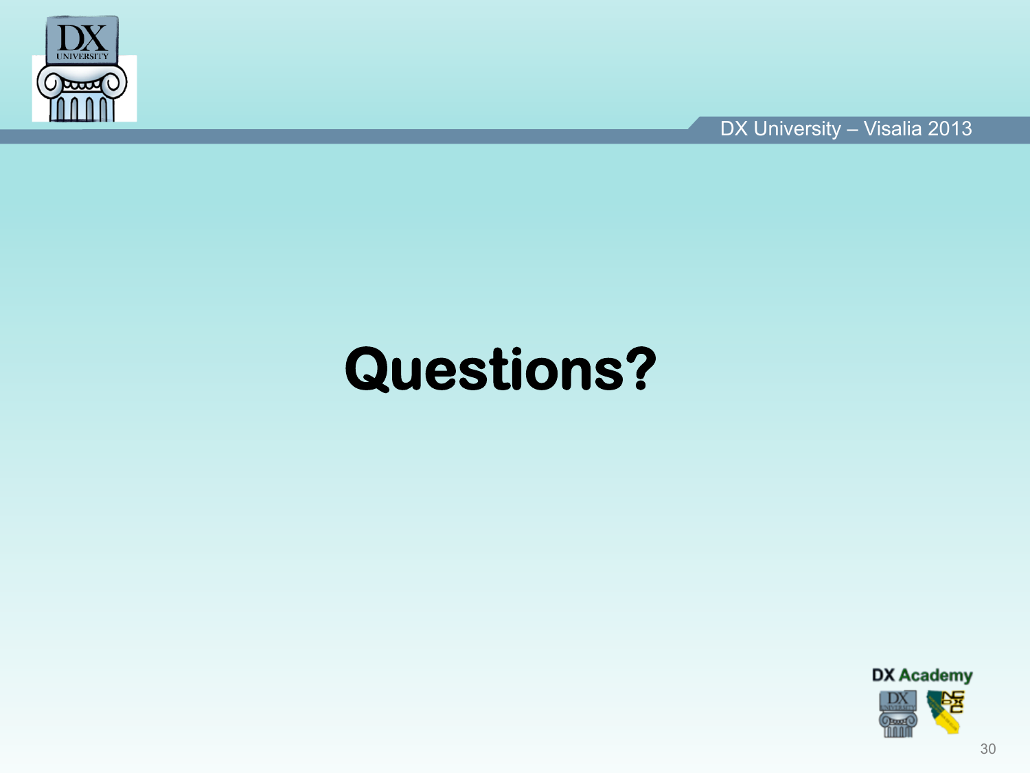# Questions?